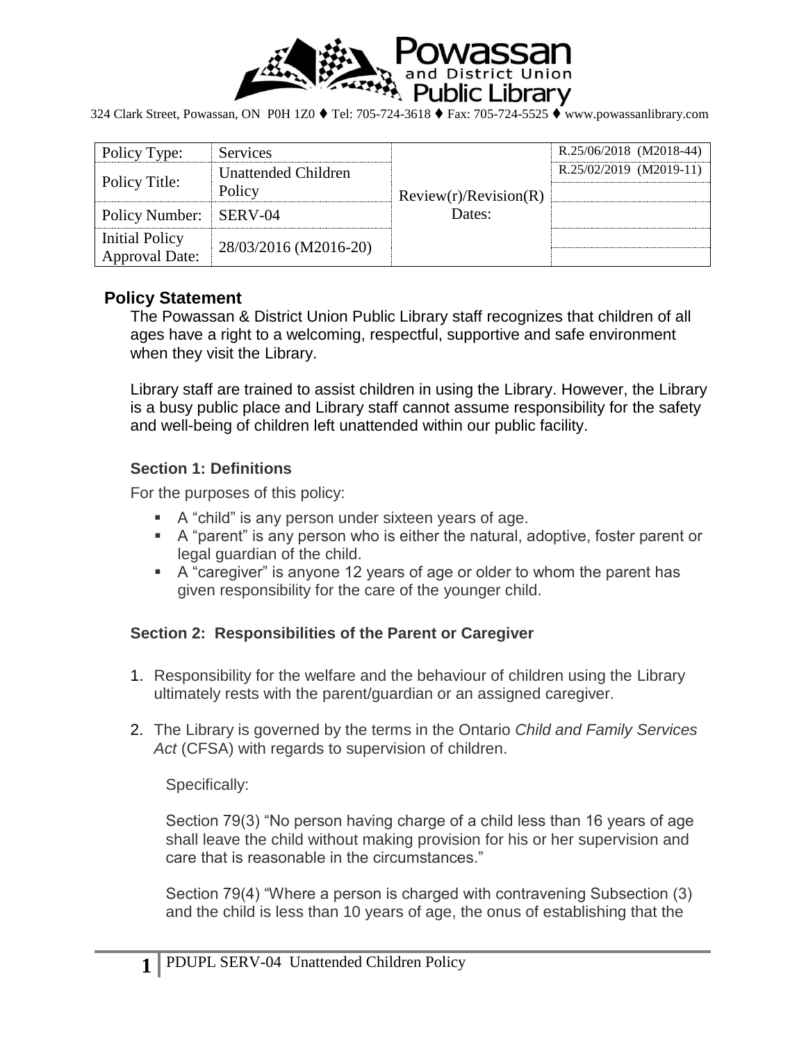Powassan and District Union Public Library

324 Clark Street, Powassan, ON P0H 1Z0 ♦ Tel: 705-724-3618 ♦ Fax: 705-724-5525 ♦ www.powassanlibrary.com

| Policy Type: | Services | Review(r)/Revision(R) Dates: | R.25/06/2018 (M2018-44) |
|---|---|---|---|
| Policy Title: | Unattended Children Policy | | R.25/02/2019 (M2019-11) |
| | | | |
| Policy Number: | SERV-04 | | |
| Initial Policy Approval Date: | 28/03/2016 (M2016-20) | | |
| | | | |

## Policy Statement

The Powassan & District Union Public Library staff recognizes that children of all ages have a right to a welcoming, respectful, supportive and safe environment when they visit the Library.

Library staff are trained to assist children in using the Library. However, the Library is a busy public place and Library staff cannot assume responsibility for the safety and well-being of children left unattended within our public facility.

### Section 1: Definitions

For the purposes of this policy:

- A "child" is any person under sixteen years of age.
- A "parent" is any person who is either the natural, adoptive, foster parent or legal guardian of the child.
- A "caregiver" is anyone 12 years of age or older to whom the parent has given responsibility for the care of the younger child.

### Section 2: Responsibilities of the Parent or Caregiver

1. Responsibility for the welfare and the behaviour of children using the Library ultimately rests with the parent/guardian or an assigned caregiver.
2. The Library is governed by the terms in the Ontario *Child and Family Services Act* (CFSA) with regards to supervision of children.

   Specifically:

   Section 79(3) "No person having charge of a child less than 16 years of age shall leave the child without making provision for his or her supervision and care that is reasonable in the circumstances."

   Section 79(4) "Where a person is charged with contravening Subsection (3) and the child is less than 10 years of age, the onus of establishing that the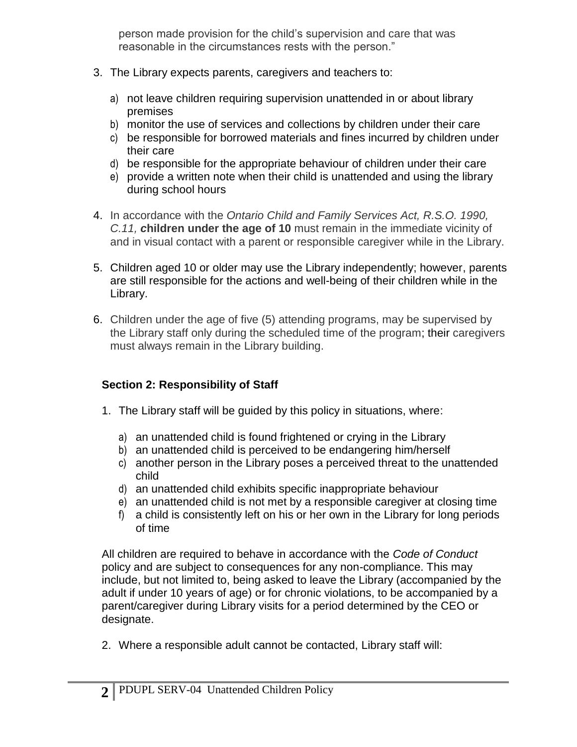person made provision for the child's supervision and care that was reasonable in the circumstances rests with the person."

3. The Library expects parents, caregivers and teachers to:

   a) not leave children requiring supervision unattended in or about library premises
   b) monitor the use of services and collections by children under their care
   c) be responsible for borrowed materials and fines incurred by children under their care
   d) be responsible for the appropriate behaviour of children under their care
   e) provide a written note when their child is unattended and using the library during school hours

4. In accordance with the *Ontario Child and Family Services Act, R.S.O. 1990, C.11,* ***c*****hildren under the age of 10** must remain in the immediate vicinity of and in visual contact with a parent or responsible caregiver while in the Library.

5. Children aged 10 or older may use the Library independently; however, parents are still responsible for the actions and well-being of their children while in the Library.

6. Children under the age of five (5) attending programs, may be supervised by the Library staff only during the scheduled time of the program; their caregivers must always remain in the Library building.

### Section 2: Responsibility of Staff

1. The Library staff will be guided by this policy in situations, where:

   a) an unattended child is found frightened or crying in the Library
   b) an unattended child is perceived to be endangering him/herself
   c) another person in the Library poses a perceived threat to the unattended child
   d) an unattended child exhibits specific inappropriate behaviour
   e) an unattended child is not met by a responsible caregiver at closing time
   f) a child is consistently left on his or her own in the Library for long periods of time

All children are required to behave in accordance with the *Code of Conduct* policy and are subject to consequences for any non-compliance. This may include, but not limited to, being asked to leave the Library (accompanied by the adult if under 10 years of age) or for chronic violations, to be accompanied by a parent/caregiver during Library visits for a period determined by the CEO or designate.

2. Where a responsible adult cannot be contacted, Library staff will: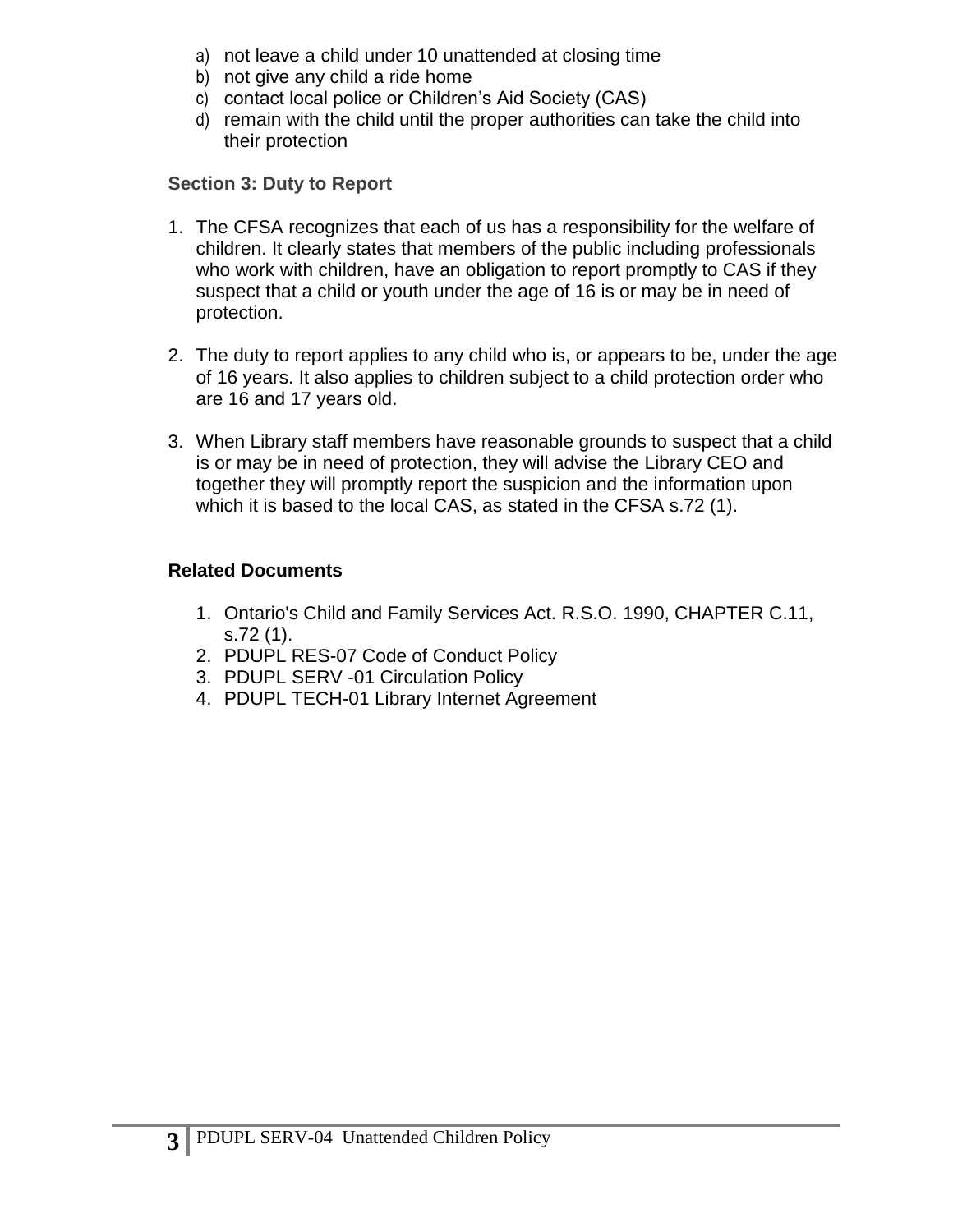a) not leave a child under 10 unattended at closing time
b) not give any child a ride home
c) contact local police or Children's Aid Society (CAS)
d) remain with the child until the proper authorities can take the child into their protection

### Section 3: Duty to Report

1. The CFSA recognizes that each of us has a responsibility for the welfare of children. It clearly states that members of the public including professionals who work with children, have an obligation to report promptly to CAS if they suspect that a child or youth under the age of 16 is or may be in need of protection.

2. The duty to report applies to any child who is, or appears to be, under the age of 16 years. It also applies to children subject to a child protection order who are 16 and 17 years old.

3. When Library staff members have reasonable grounds to suspect that a child is or may be in need of protection, they will advise the Library CEO and together they will promptly report the suspicion and the information upon which it is based to the local CAS, as stated in the CFSA s.72 (1).

## Related Documents

1. Ontario's Child and Family Services Act. R.S.O. 1990, CHAPTER C.11, s.72 (1).
2. PDUPL RES-07 Code of Conduct Policy
3. PDUPL SERV -01 Circulation Policy
4. PDUPL TECH-01 Library Internet Agreement